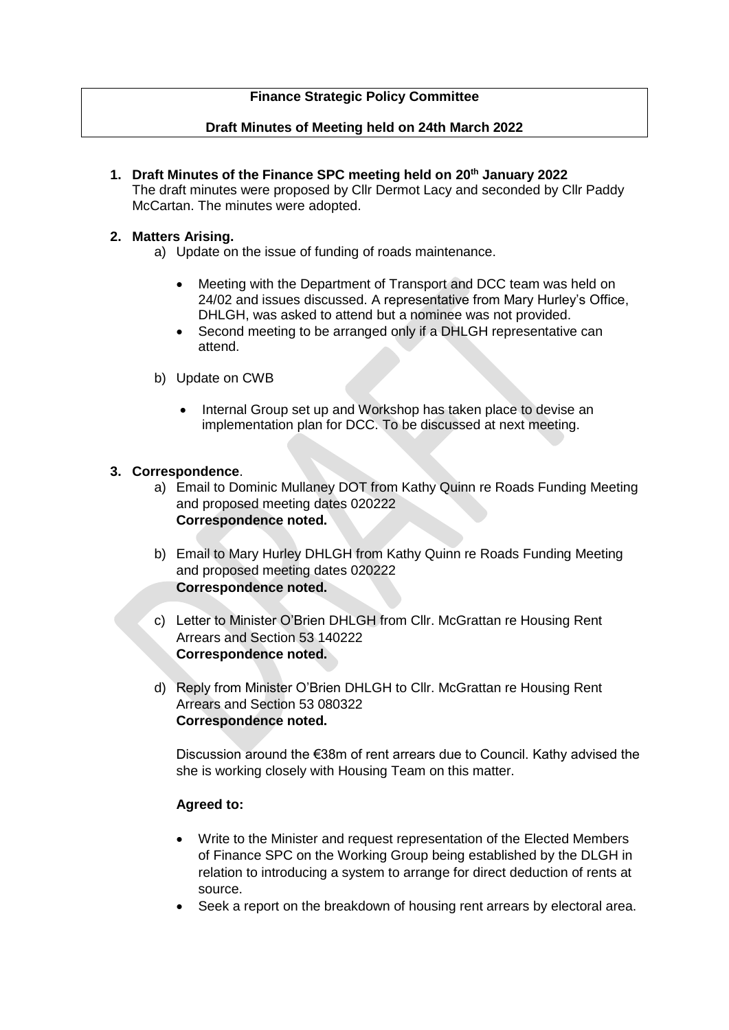**Finance Strategic Policy Committee**

**Draft Minutes of Meeting held on 24th March 2022**

1. **Draft Minutes of the Finance SPC meeting held on 20th January 2022**
   The draft minutes were proposed by Cllr Dermot Lacy and seconded by Cllr Paddy McCartan. The minutes were adopted.

2. **Matters Arising.**
   a) Update on the issue of funding of roads maintenance.

      - Meeting with the Department of Transport and DCC team was held on 24/02 and issues discussed. A representative from Mary Hurley's Office, DHLGH, was asked to attend but a nominee was not provided.
      - Second meeting to be arranged only if a DHLGH representative can attend.

   b) Update on CWB

      - Internal Group set up and Workshop has taken place to devise an implementation plan for DCC. To be discussed at next meeting.

3. **Correspondence**.
   a) Email to Dominic Mullaney DOT from Kathy Quinn re Roads Funding Meeting and proposed meeting dates 020222
      **Correspondence noted.**

   b) Email to Mary Hurley DHLGH from Kathy Quinn re Roads Funding Meeting and proposed meeting dates 020222
      **Correspondence noted.**

   c) Letter to Minister O'Brien DHLGH from Cllr. McGrattan re Housing Rent Arrears and Section 53 140222
      **Correspondence noted.**

   d) Reply from Minister O'Brien DHLGH to Cllr. McGrattan re Housing Rent Arrears and Section 53 080322
      **Correspondence noted.**

      Discussion around the €38m of rent arrears due to Council. Kathy advised the she is working closely with Housing Team on this matter.

      **Agreed to:**

      - Write to the Minister and request representation of the Elected Members of Finance SPC on the Working Group being established by the DLGH in relation to introducing a system to arrange for direct deduction of rents at source.
      - Seek a report on the breakdown of housing rent arrears by electoral area.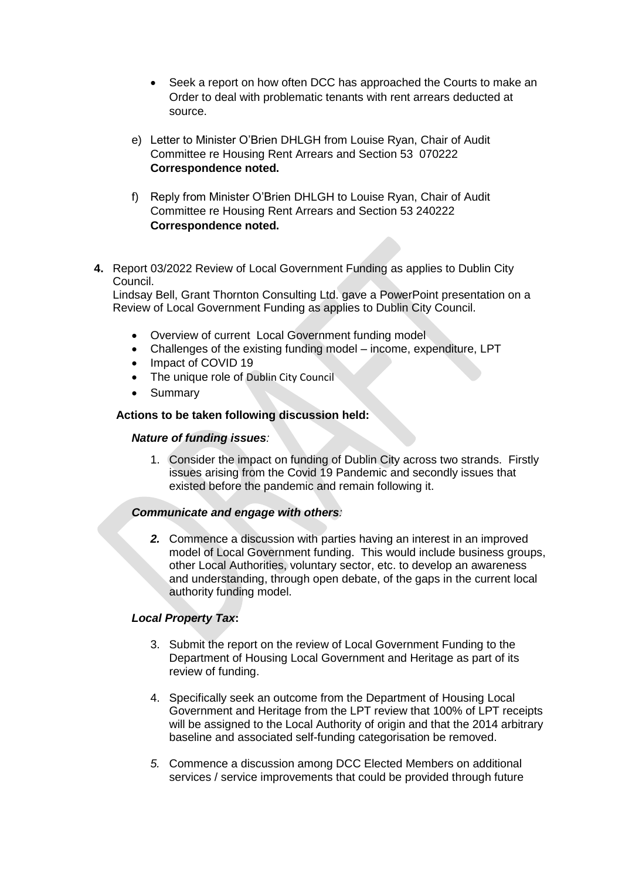- Seek a report on how often DCC has approached the Courts to make an Order to deal with problematic tenants with rent arrears deducted at source.

e) Letter to Minister O'Brien DHLGH from Louise Ryan, Chair of Audit Committee re Housing Rent Arrears and Section 53 070222
**Correspondence noted.**

f) Reply from Minister O'Brien DHLGH to Louise Ryan, Chair of Audit Committee re Housing Rent Arrears and Section 53 240222
**Correspondence noted.**

**4.** Report 03/2022 Review of Local Government Funding as applies to Dublin City Council.
Lindsay Bell, Grant Thornton Consulting Ltd. gave a PowerPoint presentation on a Review of Local Government Funding as applies to Dublin City Council.

- Overview of current Local Government funding model
- Challenges of the existing funding model – income, expenditure, LPT
- Impact of COVID 19
- The unique role of Dublin City Council
- Summary

**Actions to be taken following discussion held:**

***Nature of funding issues**:*

1. Consider the impact on funding of Dublin City across two strands. Firstly issues arising from the Covid 19 Pandemic and secondly issues that existed before the pandemic and remain following it.

***Communicate and engage with others**:*

2. Commence a discussion with parties having an interest in an improved model of Local Government funding. This would include business groups, other Local Authorities, voluntary sector, etc. to develop an awareness and understanding, through open debate, of the gaps in the current local authority funding model.

***Local Property Tax*:**

3. Submit the report on the review of Local Government Funding to the Department of Housing Local Government and Heritage as part of its review of funding.

4. Specifically seek an outcome from the Department of Housing Local Government and Heritage from the LPT review that 100% of LPT receipts will be assigned to the Local Authority of origin and that the 2014 arbitrary baseline and associated self-funding categorisation be removed.

5. Commence a discussion among DCC Elected Members on additional services / service improvements that could be provided through future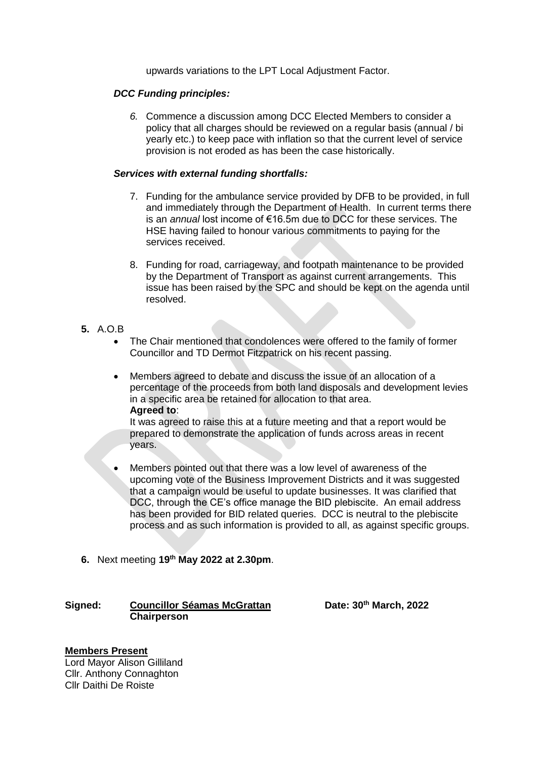upwards variations to the LPT Local Adjustment Factor.

***DCC Funding principles:***

*6.* Commence a discussion among DCC Elected Members to consider a policy that all charges should be reviewed on a regular basis (annual / bi yearly etc.) to keep pace with inflation so that the current level of service provision is not eroded as has been the case historically.

***Services with external funding shortfalls:***

7. Funding for the ambulance service provided by DFB to be provided, in full and immediately through the Department of Health. In current terms there is an *annual* lost income of €16.5m due to DCC for these services. The HSE having failed to honour various commitments to paying for the services received.

8. Funding for road, carriageway, and footpath maintenance to be provided by the Department of Transport as against current arrangements. This issue has been raised by the SPC and should be kept on the agenda until resolved.

**5.** A.O.B

- The Chair mentioned that condolences were offered to the family of former Councillor and TD Dermot Fitzpatrick on his recent passing.

- Members agreed to debate and discuss the issue of an allocation of a percentage of the proceeds from both land disposals and development levies in a specific area be retained for allocation to that area.
  **Agreed to**:
  It was agreed to raise this at a future meeting and that a report would be prepared to demonstrate the application of funds across areas in recent years.

- Members pointed out that there was a low level of awareness of the upcoming vote of the Business Improvement Districts and it was suggested that a campaign would be useful to update businesses. It was clarified that DCC, through the CE's office manage the BID plebiscite. An email address has been provided for BID related queries. DCC is neutral to the plebiscite process and as such information is provided to all, as against specific groups.

**6.** Next meeting **19th May 2022 at 2.30pm**.

**Signed:** **Councillor Séamas McGrattan** **Chairperson** **Date: 30th March, 2022**

**Members Present**
Lord Mayor Alison Gilliland
Cllr. Anthony Connaghton
Cllr Daithi De Roiste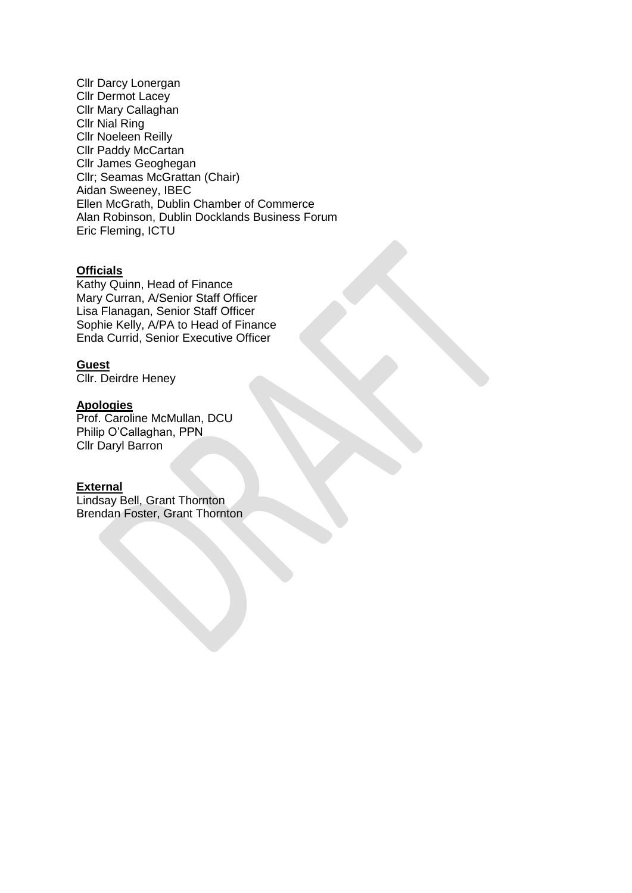Cllr Darcy Lonergan
Cllr Dermot Lacey
Cllr Mary Callaghan
Cllr Nial Ring
Cllr Noeleen Reilly
Cllr Paddy McCartan
Cllr James Geoghegan
Cllr; Seamas McGrattan (Chair)
Aidan Sweeney, IBEC
Ellen McGrath, Dublin Chamber of Commerce
Alan Robinson, Dublin Docklands Business Forum
Eric Fleming, ICTU

**Officials**
Kathy Quinn, Head of Finance
Mary Curran, A/Senior Staff Officer
Lisa Flanagan, Senior Staff Officer
Sophie Kelly, A/PA to Head of Finance
Enda Currid, Senior Executive Officer

**Guest**
Cllr. Deirdre Heney

**Apologies**
Prof. Caroline McMullan, DCU
Philip O'Callaghan, PPN
Cllr Daryl Barron

**External**
Lindsay Bell, Grant Thornton
Brendan Foster, Grant Thornton